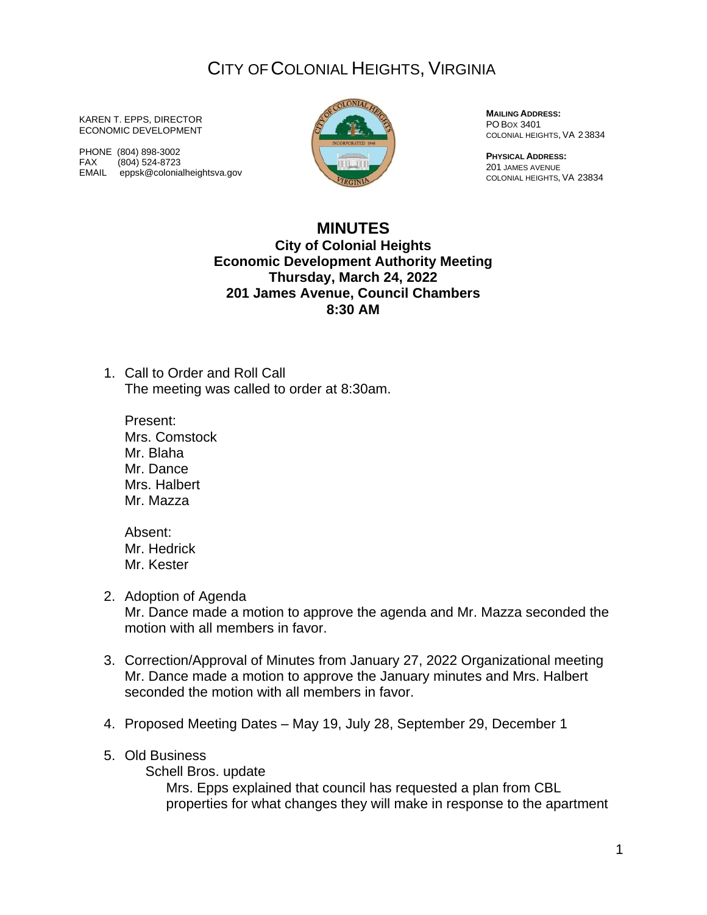# City of Colonial Heights, Virginia

KAREN T. EPPS, DIRECTOR
ECONOMIC DEVELOPMENT

PHONE (804) 898-3002
FAX (804) 524-8723
EMAIL eppsk@colonialheightsva.gov

**MAILING ADDRESS:**
PO BOX 3401
COLONIAL HEIGHTS, VA 23834

**PHYSICAL ADDRESS:**
201 JAMES AVENUE
COLONIAL HEIGHTS, VA 23834

## MINUTES

### City of Colonial Heights
### Economic Development Authority Meeting
### Thursday, March 24, 2022
### 201 James Avenue, Council Chambers
### 8:30 AM

1. Call to Order and Roll Call
   The meeting was called to order at 8:30am.

   Present:
   Mrs. Comstock
   Mr. Blaha
   Mr. Dance
   Mrs. Halbert
   Mr. Mazza

   Absent:
   Mr. Hedrick
   Mr. Kester

2. Adoption of Agenda
   Mr. Dance made a motion to approve the agenda and Mr. Mazza seconded the motion with all members in favor.

3. Correction/Approval of Minutes from January 27, 2022 Organizational meeting
   Mr. Dance made a motion to approve the January minutes and Mrs. Halbert seconded the motion with all members in favor.

4. Proposed Meeting Dates – May 19, July 28, September 29, December 1

5. Old Business
   - Schell Bros. update
     - Mrs. Epps explained that council has requested a plan from CBL properties for what changes they will make in response to the apartment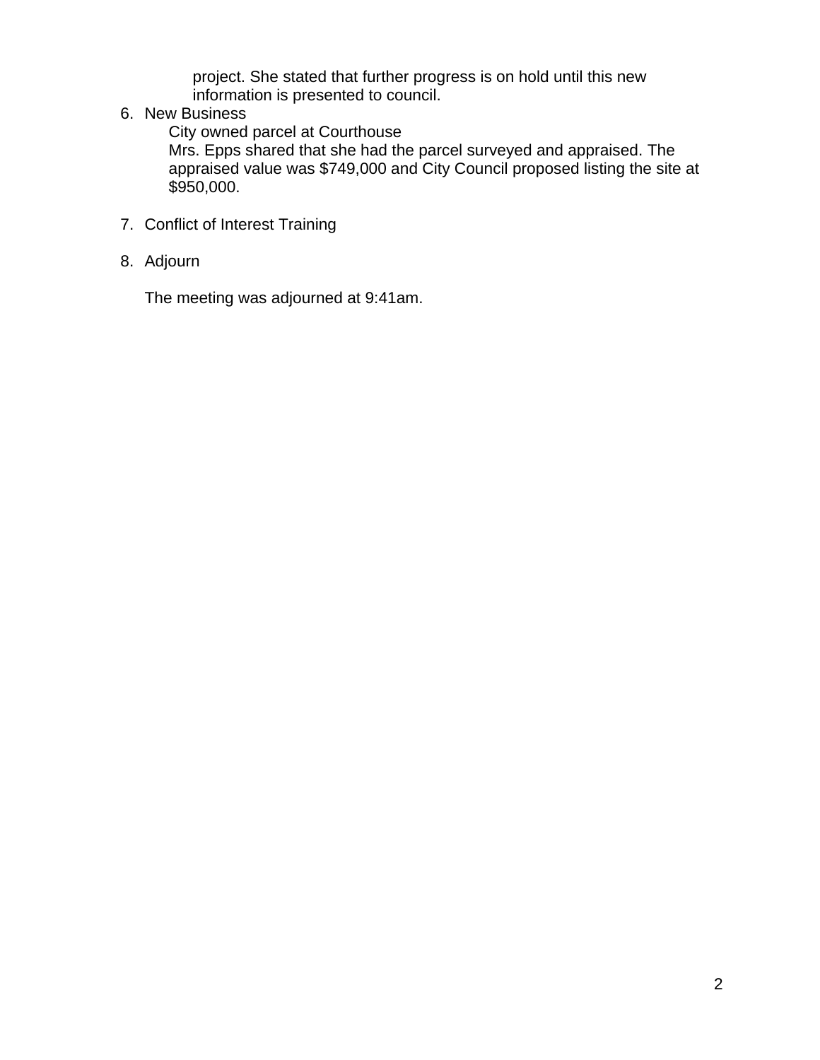project. She stated that further progress is on hold until this new information is presented to council.

6. New Business

   City owned parcel at Courthouse

   Mrs. Epps shared that she had the parcel surveyed and appraised. The appraised value was $749,000 and City Council proposed listing the site at $950,000.

7. Conflict of Interest Training

8. Adjourn

   The meeting was adjourned at 9:41am.